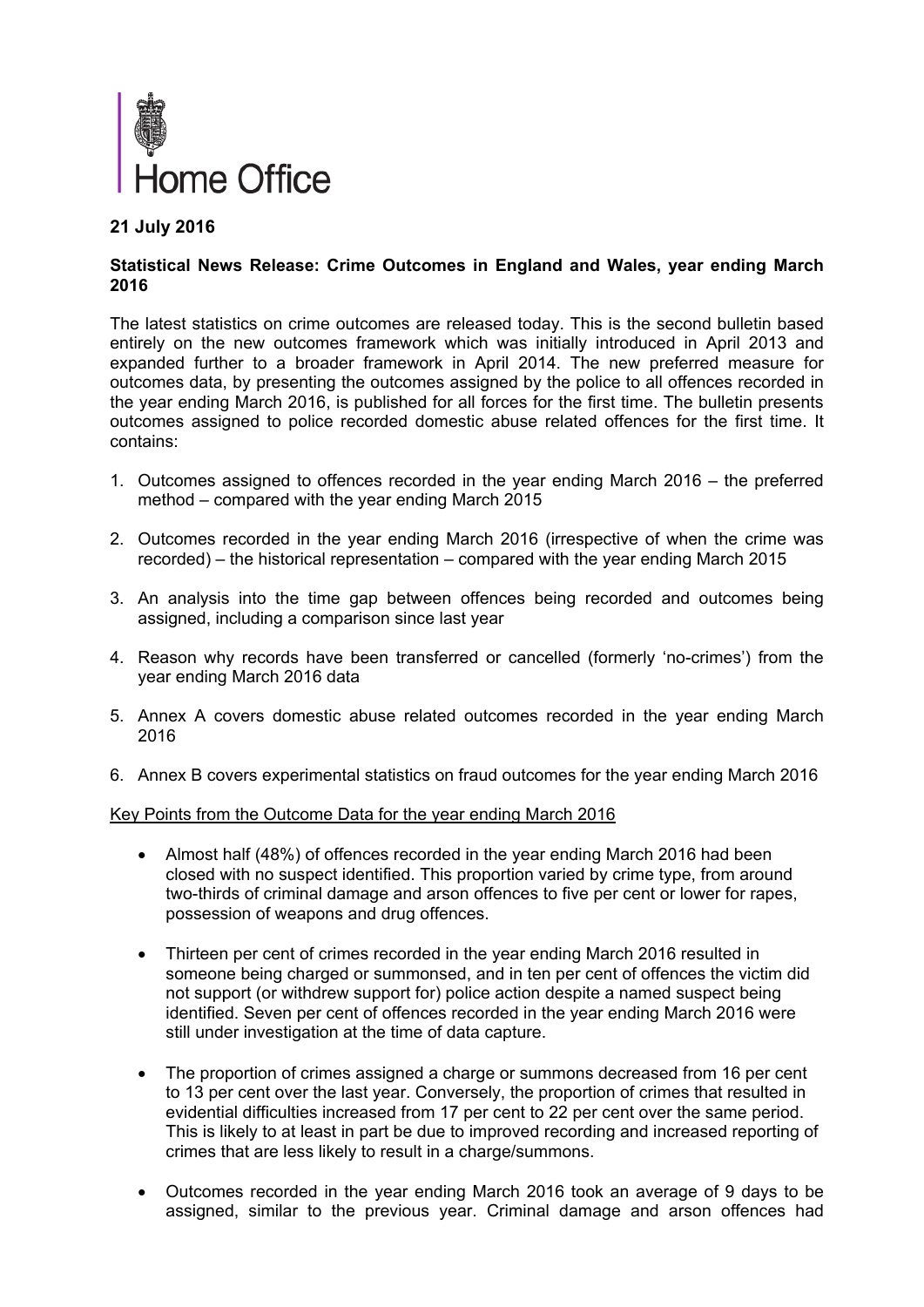Home Office

**21 July 2016**

**Statistical News Release: Crime Outcomes in England and Wales, year ending March 2016**

The latest statistics on crime outcomes are released today. This is the second bulletin based entirely on the new outcomes framework which was initially introduced in April 2013 and expanded further to a broader framework in April 2014. The new preferred measure for outcomes data, by presenting the outcomes assigned by the police to all offences recorded in the year ending March 2016, is published for all forces for the first time. The bulletin presents outcomes assigned to police recorded domestic abuse related offences for the first time. It contains:

1. Outcomes assigned to offences recorded in the year ending March 2016 – the preferred method – compared with the year ending March 2015
2. Outcomes recorded in the year ending March 2016 (irrespective of when the crime was recorded) – the historical representation – compared with the year ending March 2015
3. An analysis into the time gap between offences being recorded and outcomes being assigned, including a comparison since last year
4. Reason why records have been transferred or cancelled (formerly 'no-crimes') from the year ending March 2016 data
5. Annex A covers domestic abuse related outcomes recorded in the year ending March 2016
6. Annex B covers experimental statistics on fraud outcomes for the year ending March 2016

Key Points from the Outcome Data for the year ending March 2016

- Almost half (48%) of offences recorded in the year ending March 2016 had been closed with no suspect identified. This proportion varied by crime type, from around two-thirds of criminal damage and arson offences to five per cent or lower for rapes, possession of weapons and drug offences.
- Thirteen per cent of crimes recorded in the year ending March 2016 resulted in someone being charged or summonsed, and in ten per cent of offences the victim did not support (or withdrew support for) police action despite a named suspect being identified. Seven per cent of offences recorded in the year ending March 2016 were still under investigation at the time of data capture.
- The proportion of crimes assigned a charge or summons decreased from 16 per cent to 13 per cent over the last year. Conversely, the proportion of crimes that resulted in evidential difficulties increased from 17 per cent to 22 per cent over the same period. This is likely to at least in part be due to improved recording and increased reporting of crimes that are less likely to result in a charge/summons.
- Outcomes recorded in the year ending March 2016 took an average of 9 days to be assigned, similar to the previous year. Criminal damage and arson offences had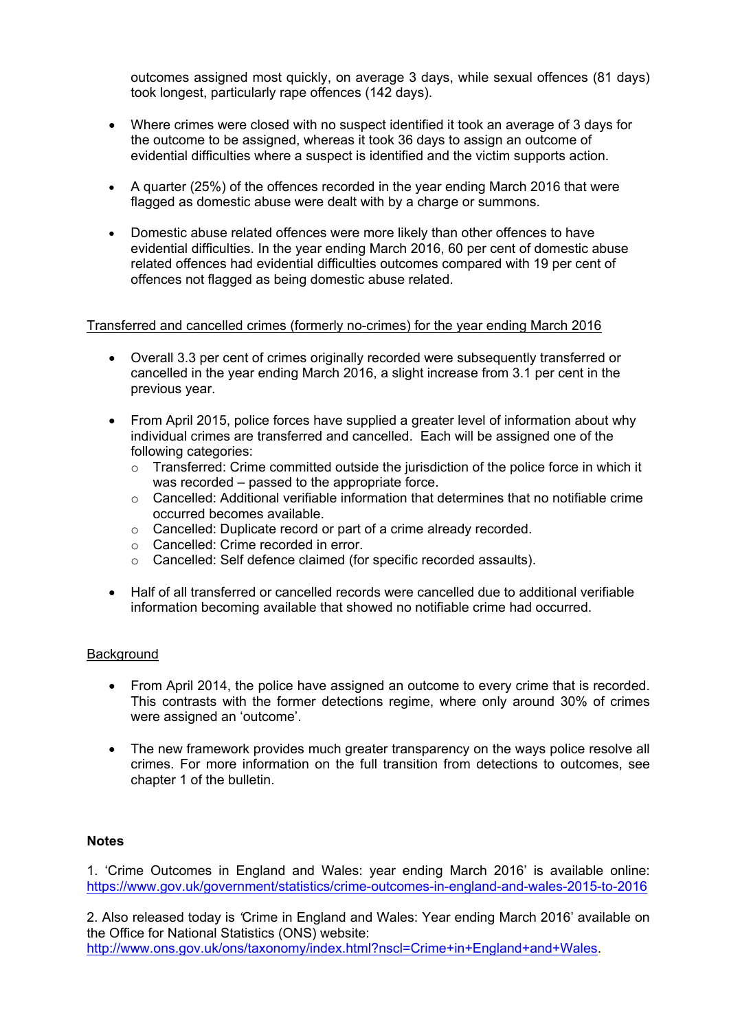outcomes assigned most quickly, on average 3 days, while sexual offences (81 days) took longest, particularly rape offences (142 days).

- Where crimes were closed with no suspect identified it took an average of 3 days for the outcome to be assigned, whereas it took 36 days to assign an outcome of evidential difficulties where a suspect is identified and the victim supports action.

- A quarter (25%) of the offences recorded in the year ending March 2016 that were flagged as domestic abuse were dealt with by a charge or summons.

- Domestic abuse related offences were more likely than other offences to have evidential difficulties. In the year ending March 2016, 60 per cent of domestic abuse related offences had evidential difficulties outcomes compared with 19 per cent of offences not flagged as being domestic abuse related.

<u>Transferred and cancelled crimes (formerly no-crimes) for the year ending March 2016</u>

- Overall 3.3 per cent of crimes originally recorded were subsequently transferred or cancelled in the year ending March 2016, a slight increase from 3.1 per cent in the previous year.

- From April 2015, police forces have supplied a greater level of information about why individual crimes are transferred and cancelled. Each will be assigned one of the following categories:
    - Transferred: Crime committed outside the jurisdiction of the police force in which it was recorded – passed to the appropriate force.
    - Cancelled: Additional verifiable information that determines that no notifiable crime occurred becomes available.
    - Cancelled: Duplicate record or part of a crime already recorded.
    - Cancelled: Crime recorded in error.
    - Cancelled: Self defence claimed (for specific recorded assaults).

- Half of all transferred or cancelled records were cancelled due to additional verifiable information becoming available that showed no notifiable crime had occurred.

<u>Background</u>

- From April 2014, the police have assigned an outcome to every crime that is recorded. This contrasts with the former detections regime, where only around 30% of crimes were assigned an 'outcome'.

- The new framework provides much greater transparency on the ways police resolve all crimes. For more information on the full transition from detections to outcomes, see chapter 1 of the bulletin.

**Notes**

1. 'Crime Outcomes in England and Wales: year ending March 2016' is available online: https://www.gov.uk/government/statistics/crime-outcomes-in-england-and-wales-2015-to-2016

2. Also released today is 'Crime in England and Wales: Year ending March 2016' available on the Office for National Statistics (ONS) website: http://www.ons.gov.uk/ons/taxonomy/index.html?nscl=Crime+in+England+and+Wales.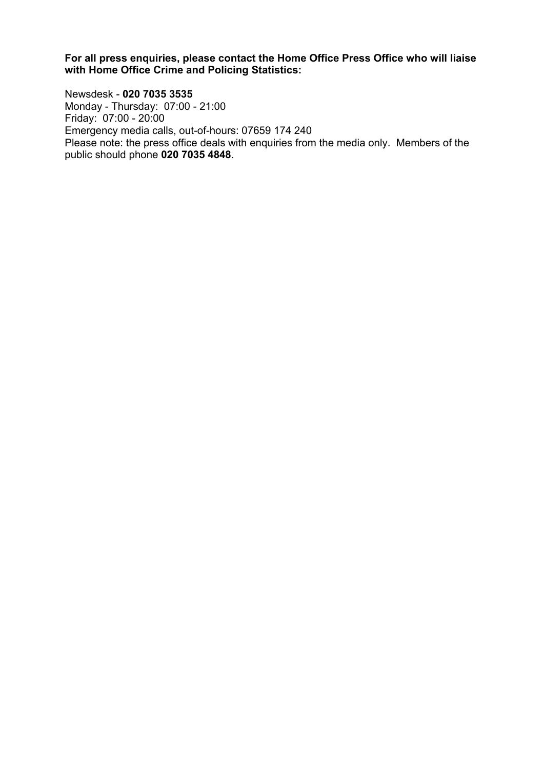**For all press enquiries, please contact the Home Office Press Office who will liaise with Home Office Crime and Policing Statistics:**

Newsdesk - **020 7035 3535**
Monday - Thursday: 07:00 - 21:00
Friday: 07:00 - 20:00
Emergency media calls, out-of-hours: 07659 174 240
Please note: the press office deals with enquiries from the media only. Members of the public should phone **020 7035 4848**.